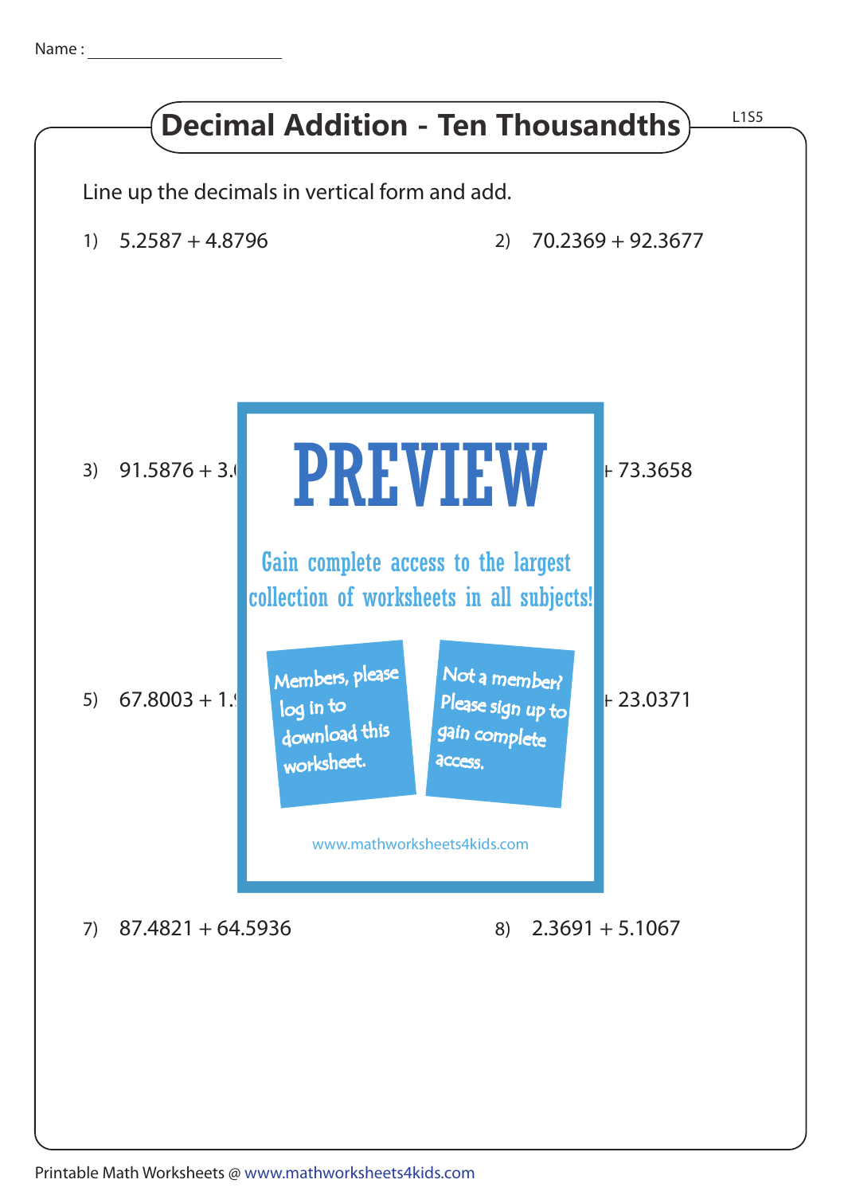Name : ____________________

# Decimal Addition - Ten Thousandths

L1S5

Line up the decimals in vertical form and add.

1) 5.2587 + 4.8796

2) 70.2369 + 92.3677

3) 91.5876 + 3.(

4) + 73.3658

PREVIEW

Gain complete access to the largest collection of worksheets in all subjects!

Members, please log in to download this worksheet.

Not a member? Please sign up to gain complete access.

www.mathworksheets4kids.com

5) 67.8003 + 1.(

6) + 23.0371

7) 87.4821 + 64.5936

8) 2.3691 + 5.1067

Printable Math Worksheets @ www.mathworksheets4kids.com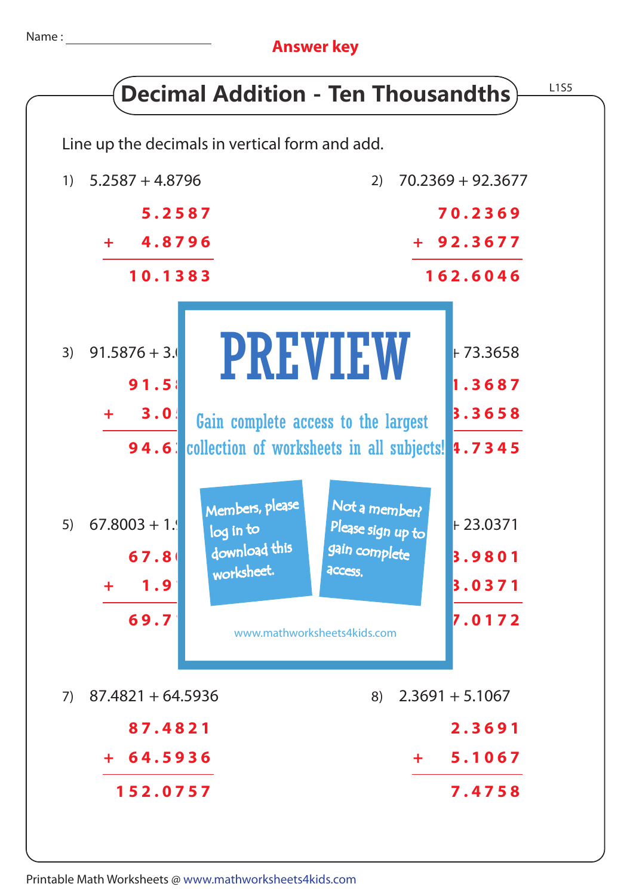Name :

**Answer key**

# Decimal Addition - Ten Thousandths

L1S5

Line up the decimals in vertical form and add.

1) 5.2587 + 4.8796

$$\begin{array}{r} 5.2587 \\ +\ 4.8796 \\ \hline 10.1383 \end{array}$$

2) 70.2369 + 92.3677

$$\begin{array}{r} 70.2369 \\ +\ 92.3677 \\ \hline 162.6046 \end{array}$$

3) 91.5876 + 3.0

91.5

+ 3.0

94.6

+ 73.3658

1.3687

3.3658

4.7345

PREVIEW

Gain complete access to the largest collection of worksheets in all subjects!

Members, please log in to download this worksheet.

Not a member? Please sign up to gain complete access.

www.mathworksheets4kids.com

5) 67.8003 + 1.9

67.8

+ 1.9

69.7

+ 23.0371

3.9801

3.0371

7.0172

7) 87.4821 + 64.5936

$$\begin{array}{r} 87.4821 \\ +\ 64.5936 \\ \hline 152.0757 \end{array}$$

8) 2.3691 + 5.1067

$$\begin{array}{r} 2.3691 \\ +\ 5.1067 \\ \hline 7.4758 \end{array}$$

Printable Math Worksheets @ www.mathworksheets4kids.com